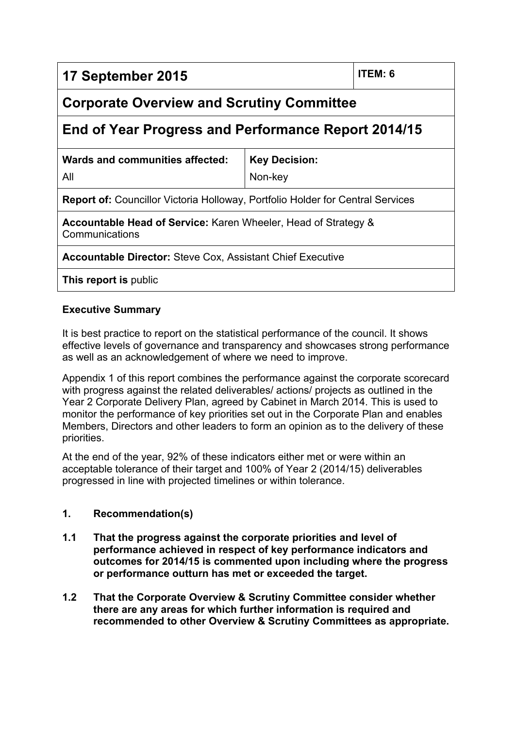| 17 September 2015 | ITEM: 6 |
| --- | --- |
| **Corporate Overview and Scrutiny Committee** | |
| **End of Year Progress and Performance Report 2014/15** | |
| **Wards and communities affected:** All | **Key Decision:** Non-key |
| **Report of:** Councillor Victoria Holloway, Portfolio Holder for Central Services | |
| **Accountable Head of Service:** Karen Wheeler, Head of Strategy & Communications | |
| **Accountable Director:** Steve Cox, Assistant Chief Executive | |
| **This report is** public | |

**Executive Summary**

It is best practice to report on the statistical performance of the council. It shows effective levels of governance and transparency and showcases strong performance as well as an acknowledgement of where we need to improve.

Appendix 1 of this report combines the performance against the corporate scorecard with progress against the related deliverables/ actions/ projects as outlined in the Year 2 Corporate Delivery Plan, agreed by Cabinet in March 2014. This is used to monitor the performance of key priorities set out in the Corporate Plan and enables Members, Directors and other leaders to form an opinion as to the delivery of these priorities.

At the end of the year, 92% of these indicators either met or were within an acceptable tolerance of their target and 100% of Year 2 (2014/15) deliverables progressed in line with projected timelines or within tolerance.

**1. Recommendation(s)**

**1.1 That the progress against the corporate priorities and level of performance achieved in respect of key performance indicators and outcomes for 2014/15 is commented upon including where the progress or performance outturn has met or exceeded the target.**

**1.2 That the Corporate Overview & Scrutiny Committee consider whether there are any areas for which further information is required and recommended to other Overview & Scrutiny Committees as appropriate.**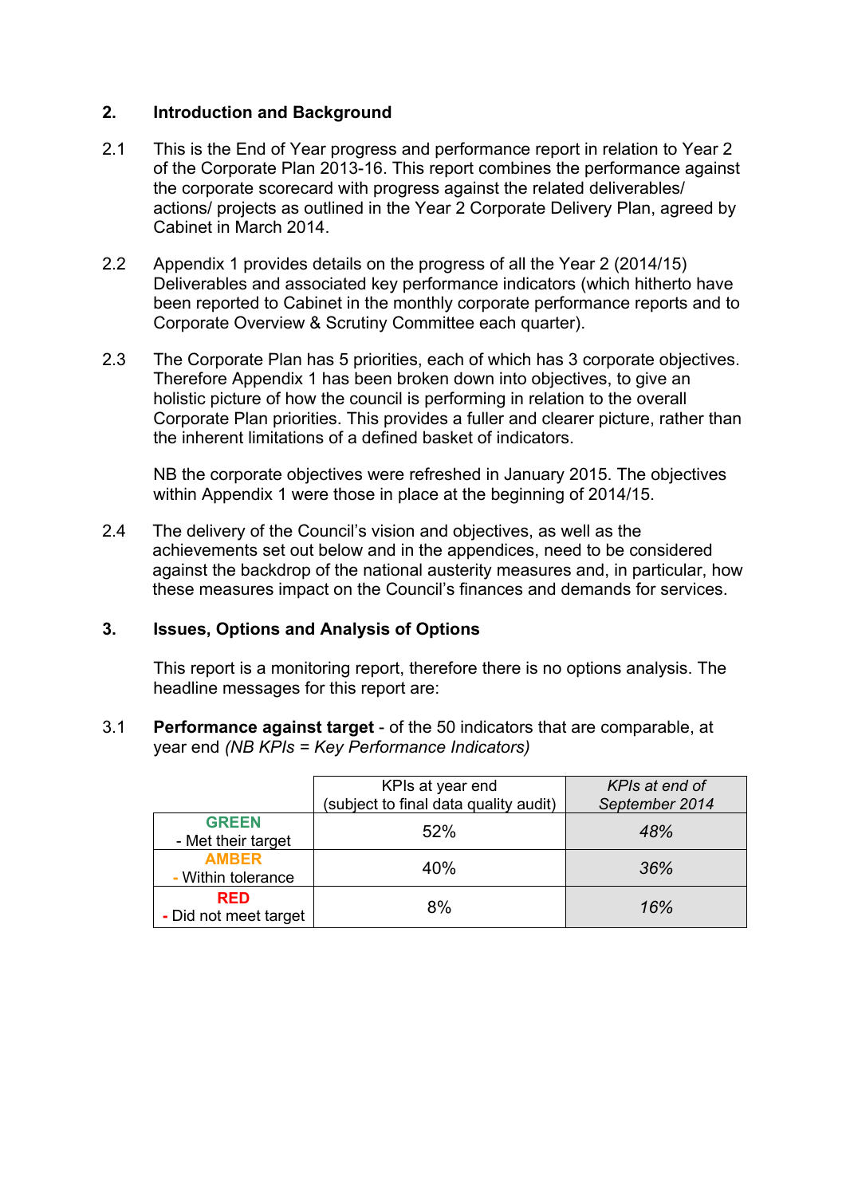## 2. Introduction and Background

2.1 This is the End of Year progress and performance report in relation to Year 2 of the Corporate Plan 2013-16. This report combines the performance against the corporate scorecard with progress against the related deliverables/ actions/ projects as outlined in the Year 2 Corporate Delivery Plan, agreed by Cabinet in March 2014.

2.2 Appendix 1 provides details on the progress of all the Year 2 (2014/15) Deliverables and associated key performance indicators (which hitherto have been reported to Cabinet in the monthly corporate performance reports and to Corporate Overview & Scrutiny Committee each quarter).

2.3 The Corporate Plan has 5 priorities, each of which has 3 corporate objectives. Therefore Appendix 1 has been broken down into objectives, to give an holistic picture of how the council is performing in relation to the overall Corporate Plan priorities. This provides a fuller and clearer picture, rather than the inherent limitations of a defined basket of indicators.

NB the corporate objectives were refreshed in January 2015. The objectives within Appendix 1 were those in place at the beginning of 2014/15.

2.4 The delivery of the Council's vision and objectives, as well as the achievements set out below and in the appendices, need to be considered against the backdrop of the national austerity measures and, in particular, how these measures impact on the Council's finances and demands for services.

## 3. Issues, Options and Analysis of Options

This report is a monitoring report, therefore there is no options analysis. The headline messages for this report are:

3.1 **Performance against target** - of the 50 indicators that are comparable, at year end *(NB KPIs = Key Performance Indicators)*

| | KPIs at year end (subject to final data quality audit) | *KPIs at end of September 2014* |
|---|---|---|
| **GREEN** - Met their target | 52% | *48%* |
| **AMBER** - Within tolerance | 40% | *36%* |
| **RED** - Did not meet target | 8% | *16%* |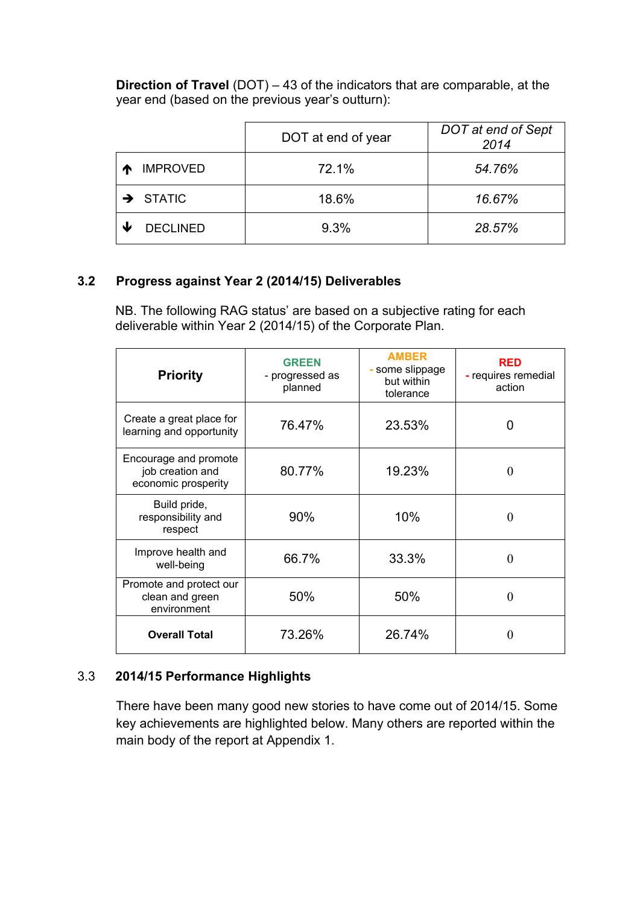**Direction of Travel** (DOT) – 43 of the indicators that are comparable, at the year end (based on the previous year's outturn):

| | DOT at end of year | *DOT at end of Sept 2014* |
|---|---|---|
| ↑ IMPROVED | 72.1% | *54.76%* |
| → STATIC | 18.6% | *16.67%* |
| ↓ DECLINED | 9.3% | *28.57%* |

### 3.2 Progress against Year 2 (2014/15) Deliverables

NB. The following RAG status' are based on a subjective rating for each deliverable within Year 2 (2014/15) of the Corporate Plan.

| Priority | **GREEN** - progressed as planned | **AMBER** - some slippage but within tolerance | **RED** - requires remedial action |
|---|---|---|---|
| Create a great place for learning and opportunity | 76.47% | 23.53% | 0 |
| Encourage and promote job creation and economic prosperity | 80.77% | 19.23% | 0 |
| Build pride, responsibility and respect | 90% | 10% | 0 |
| Improve health and well-being | 66.7% | 33.3% | 0 |
| Promote and protect our clean and green environment | 50% | 50% | 0 |
| **Overall Total** | 73.26% | 26.74% | 0 |

### 3.3 2014/15 Performance Highlights

There have been many good new stories to have come out of 2014/15. Some key achievements are highlighted below. Many others are reported within the main body of the report at Appendix 1.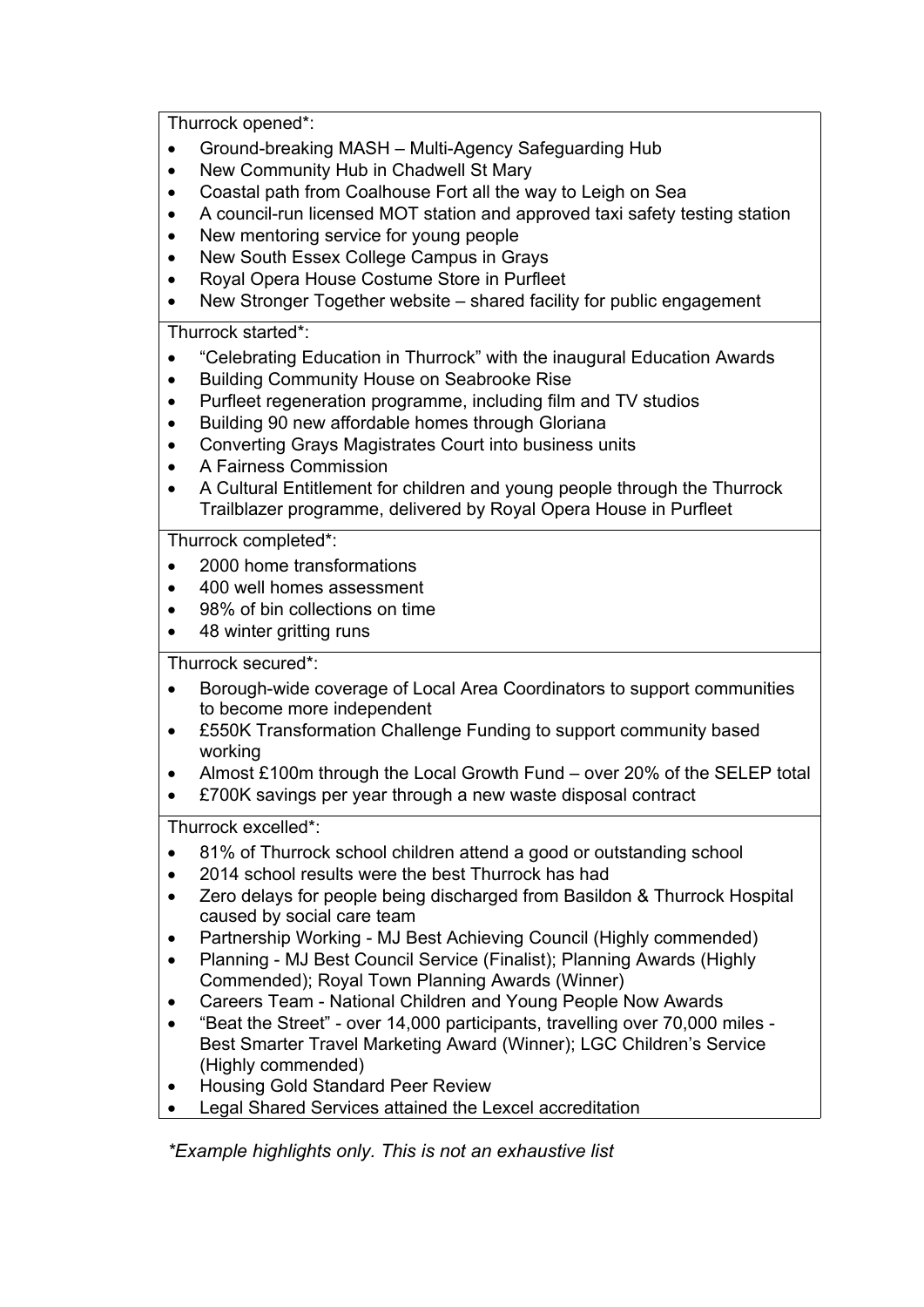Thurrock opened*:

- Ground-breaking MASH – Multi-Agency Safeguarding Hub
- New Community Hub in Chadwell St Mary
- Coastal path from Coalhouse Fort all the way to Leigh on Sea
- A council-run licensed MOT station and approved taxi safety testing station
- New mentoring service for young people
- New South Essex College Campus in Grays
- Royal Opera House Costume Store in Purfleet
- New Stronger Together website – shared facility for public engagement

Thurrock started*:

- "Celebrating Education in Thurrock" with the inaugural Education Awards
- Building Community House on Seabrooke Rise
- Purfleet regeneration programme, including film and TV studios
- Building 90 new affordable homes through Gloriana
- Converting Grays Magistrates Court into business units
- A Fairness Commission
- A Cultural Entitlement for children and young people through the Thurrock Trailblazer programme, delivered by Royal Opera House in Purfleet

Thurrock completed*:

- 2000 home transformations
- 400 well homes assessment
- 98% of bin collections on time
- 48 winter gritting runs

Thurrock secured*:

- Borough-wide coverage of Local Area Coordinators to support communities to become more independent
- £550K Transformation Challenge Funding to support community based working
- Almost £100m through the Local Growth Fund – over 20% of the SELEP total
- £700K savings per year through a new waste disposal contract

Thurrock excelled*:

- 81% of Thurrock school children attend a good or outstanding school
- 2014 school results were the best Thurrock has had
- Zero delays for people being discharged from Basildon & Thurrock Hospital caused by social care team
- Partnership Working - MJ Best Achieving Council (Highly commended)
- Planning - MJ Best Council Service (Finalist); Planning Awards (Highly Commended); Royal Town Planning Awards (Winner)
- Careers Team - National Children and Young People Now Awards
- "Beat the Street" - over 14,000 participants, travelling over 70,000 miles - Best Smarter Travel Marketing Award (Winner); LGC Children's Service (Highly commended)
- Housing Gold Standard Peer Review
- Legal Shared Services attained the Lexcel accreditation

*\*Example highlights only. This is not an exhaustive list*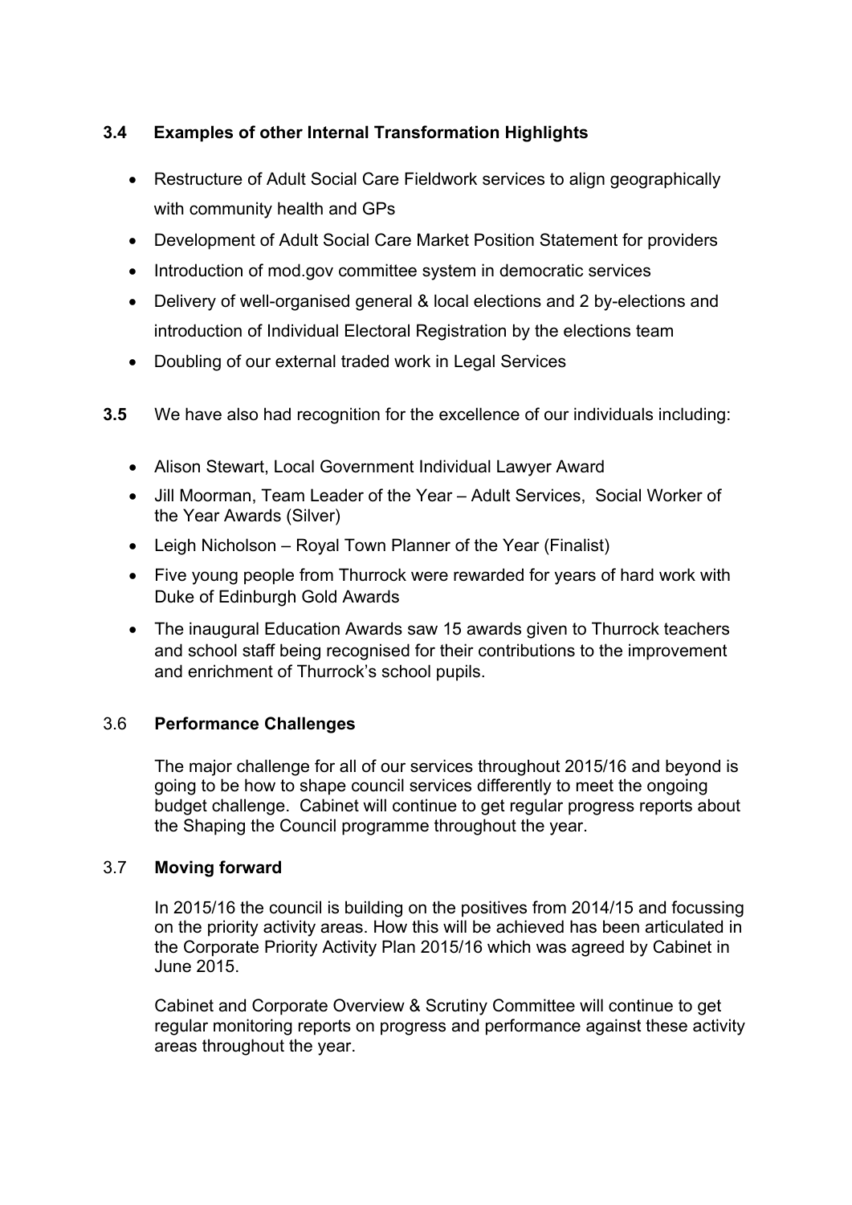### 3.4 Examples of other Internal Transformation Highlights

- Restructure of Adult Social Care Fieldwork services to align geographically with community health and GPs
- Development of Adult Social Care Market Position Statement for providers
- Introduction of mod.gov committee system in democratic services
- Delivery of well-organised general & local elections and 2 by-elections and introduction of Individual Electoral Registration by the elections team
- Doubling of our external traded work in Legal Services

**3.5** We have also had recognition for the excellence of our individuals including:

- Alison Stewart, Local Government Individual Lawyer Award
- Jill Moorman, Team Leader of the Year – Adult Services, Social Worker of the Year Awards (Silver)
- Leigh Nicholson – Royal Town Planner of the Year (Finalist)
- Five young people from Thurrock were rewarded for years of hard work with Duke of Edinburgh Gold Awards
- The inaugural Education Awards saw 15 awards given to Thurrock teachers and school staff being recognised for their contributions to the improvement and enrichment of Thurrock's school pupils.

### 3.6 Performance Challenges

The major challenge for all of our services throughout 2015/16 and beyond is going to be how to shape council services differently to meet the ongoing budget challenge. Cabinet will continue to get regular progress reports about the Shaping the Council programme throughout the year.

### 3.7 Moving forward

In 2015/16 the council is building on the positives from 2014/15 and focussing on the priority activity areas. How this will be achieved has been articulated in the Corporate Priority Activity Plan 2015/16 which was agreed by Cabinet in June 2015.

Cabinet and Corporate Overview & Scrutiny Committee will continue to get regular monitoring reports on progress and performance against these activity areas throughout the year.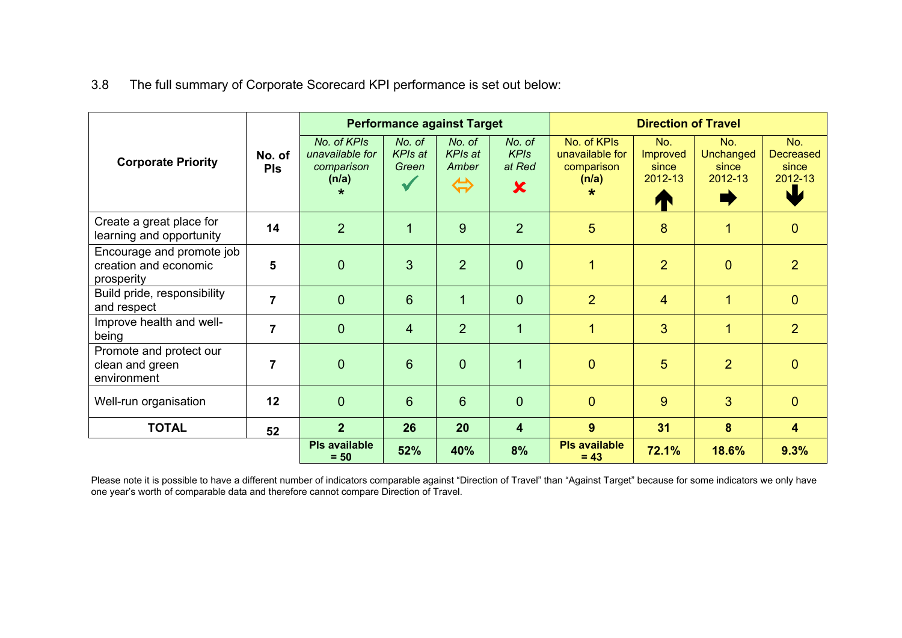3.8 The full summary of Corporate Scorecard KPI performance is set out below:

| Corporate Priority | No. of PIs | Performance against Target | | | | Direction of Travel | | | |
|---|---|---|---|---|---|---|---|---|---|
| | | *No. of KPIs unavailable for comparison* **(n/a)** * | *No. of KPIs at Green* ✓ | *No. of KPIs at Amber* ⇔ | *No. of KPIs at Red* ✘ | No. of KPIs unavailable for comparison **(n/a)** * | No. Improved since 2012-13 ↑ | No. Unchanged since 2012-13 → | No. Decreased since 2012-13 ↓ |
| Create a great place for learning and opportunity | **14** | 2 | 1 | 9 | 2 | 5 | 8 | 1 | 0 |
| Encourage and promote job creation and economic prosperity | **5** | 0 | 3 | 2 | 0 | 1 | 2 | 0 | 2 |
| Build pride, responsibility and respect | **7** | 0 | 6 | 1 | 0 | 2 | 4 | 1 | 0 |
| Improve health and well-being | **7** | 0 | 4 | 2 | 1 | 1 | 3 | 1 | 2 |
| Promote and protect our clean and green environment | **7** | 0 | 6 | 0 | 1 | 0 | 5 | 2 | 0 |
| Well-run organisation | **12** | 0 | 6 | 6 | 0 | 0 | 9 | 3 | 0 |
| **TOTAL** | **52** | **2** | **26** | **20** | **4** | **9** | **31** | **8** | **4** |
| | | **PIs available = 50** | **52%** | **40%** | **8%** | **PIs available = 43** | **72.1%** | **18.6%** | **9.3%** |

Please note it is possible to have a different number of indicators comparable against "Direction of Travel" than "Against Target" because for some indicators we only have one year's worth of comparable data and therefore cannot compare Direction of Travel.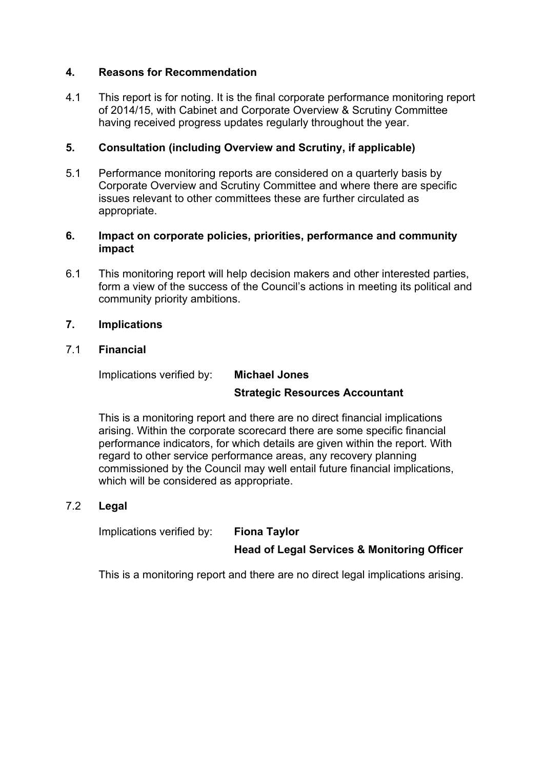## 4. Reasons for Recommendation

4.1 This report is for noting. It is the final corporate performance monitoring report of 2014/15, with Cabinet and Corporate Overview & Scrutiny Committee having received progress updates regularly throughout the year.

## 5. Consultation (including Overview and Scrutiny, if applicable)

5.1 Performance monitoring reports are considered on a quarterly basis by Corporate Overview and Scrutiny Committee and where there are specific issues relevant to other committees these are further circulated as appropriate.

## 6. Impact on corporate policies, priorities, performance and community impact

6.1 This monitoring report will help decision makers and other interested parties, form a view of the success of the Council's actions in meeting its political and community priority ambitions.

## 7. Implications

### 7.1 Financial

Implications verified by: **Michael Jones**

**Strategic Resources Accountant**

This is a monitoring report and there are no direct financial implications arising. Within the corporate scorecard there are some specific financial performance indicators, for which details are given within the report. With regard to other service performance areas, any recovery planning commissioned by the Council may well entail future financial implications, which will be considered as appropriate.

### 7.2 Legal

Implications verified by: **Fiona Taylor**

**Head of Legal Services & Monitoring Officer**

This is a monitoring report and there are no direct legal implications arising.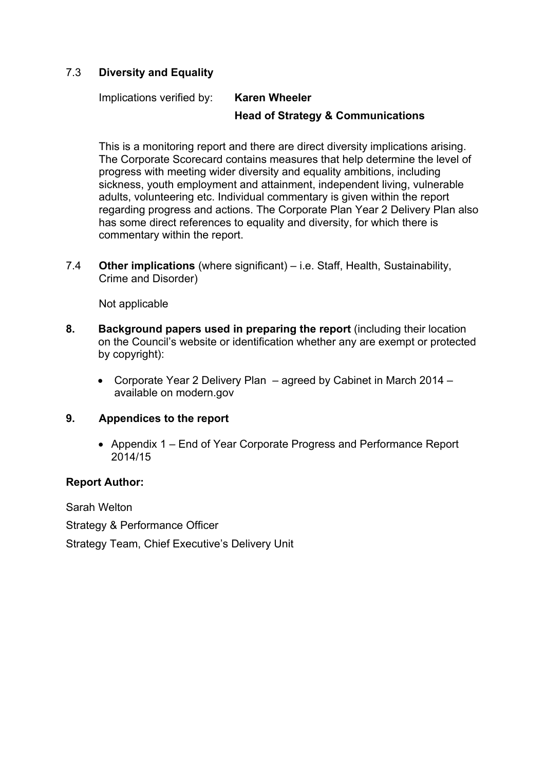7.3 **Diversity and Equality**

Implications verified by: **Karen Wheeler**
**Head of Strategy & Communications**

This is a monitoring report and there are direct diversity implications arising. The Corporate Scorecard contains measures that help determine the level of progress with meeting wider diversity and equality ambitions, including sickness, youth employment and attainment, independent living, vulnerable adults, volunteering etc. Individual commentary is given within the report regarding progress and actions. The Corporate Plan Year 2 Delivery Plan also has some direct references to equality and diversity, for which there is commentary within the report.

7.4 **Other implications** (where significant) – i.e. Staff, Health, Sustainability, Crime and Disorder)

Not applicable

**8. Background papers used in preparing the report** (including their location on the Council's website or identification whether any are exempt or protected by copyright):

- Corporate Year 2 Delivery Plan – agreed by Cabinet in March 2014 – available on modern.gov

**9. Appendices to the report**

- Appendix 1 – End of Year Corporate Progress and Performance Report 2014/15

**Report Author:**

Sarah Welton

Strategy & Performance Officer

Strategy Team, Chief Executive's Delivery Unit